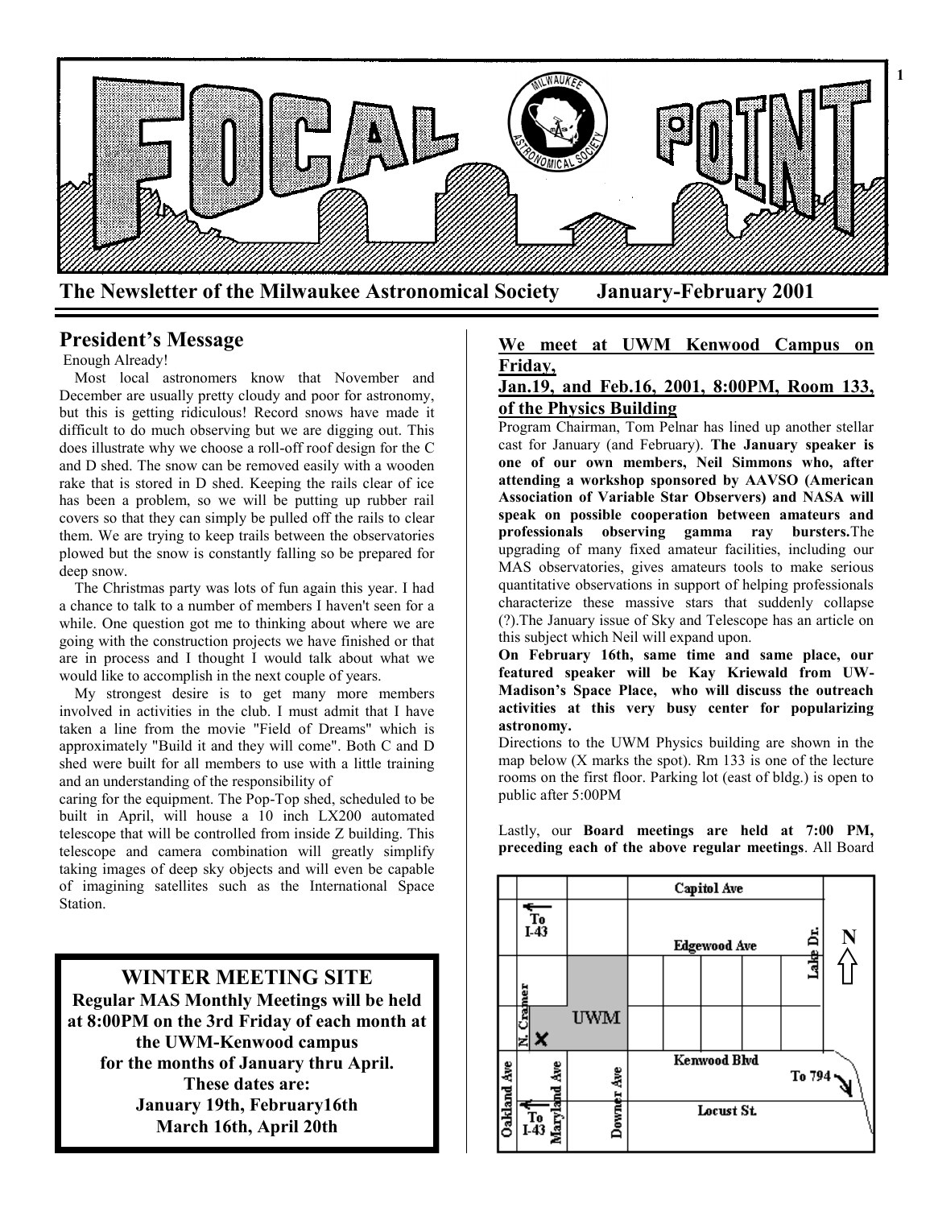# FOCAL POINT

**The Newsletter of the Milwaukee Astronomical Society January-February 2001**

## President's Message

Enough Already!

Most local astronomers know that November and December are usually pretty cloudy and poor for astronomy, but this is getting ridiculous! Record snows have made it difficult to do much observing but we are digging out. This does illustrate why we choose a roll-off roof design for the C and D shed. The snow can be removed easily with a wooden rake that is stored in D shed. Keeping the rails clear of ice has been a problem, so we will be putting up rubber rail covers so that they can simply be pulled off the rails to clear them. We are trying to keep trails between the observatories plowed but the snow is constantly falling so be prepared for deep snow.

The Christmas party was lots of fun again this year. I had a chance to talk to a number of members I haven't seen for a while. One question got me to thinking about where we are going with the construction projects we have finished or that are in process and I thought I would talk about what we would like to accomplish in the next couple of years.

My strongest desire is to get many more members involved in activities in the club. I must admit that I have taken a line from the movie "Field of Dreams" which is approximately "Build it and they will come". Both C and D shed were built for all members to use with a little training and an understanding of the responsibility of caring for the equipment. The Pop-Top shed, scheduled to be built in April, will house a 10 inch LX200 automated telescope that will be controlled from inside Z building. This telescope and camera combination will greatly simplify taking images of deep sky objects and will even be capable of imagining satellites such as the International Space Station.

**WINTER MEETING SITE**

**Regular MAS Monthly Meetings will be held at 8:00PM on the 3rd Friday of each month at the UWM-Kenwood campus for the months of January thru April. These dates are: January 19th, February16th March 16th, April 20th**

### We meet at UWM Kenwood Campus on Friday, Jan.19, and Feb.16, 2001, 8:00PM, Room 133, of the Physics Building

Program Chairman, Tom Pelnar has lined up another stellar cast for January (and February). **The January speaker is one of our own members, Neil Simmons who, after attending a workshop sponsored by AAVSO (American Association of Variable Star Observers) and NASA will speak on possible cooperation between amateurs and professionals observing gamma ray bursters.** The upgrading of many fixed amateur facilities, including our MAS observatories, gives amateurs tools to make serious quantitative observations in support of helping professionals characterize these massive stars that suddenly collapse (?).The January issue of Sky and Telescope has an article on this subject which Neil will expand upon.

**On February 16th, same time and same place, our featured speaker will be Kay Kriewald from UW-Madison's Space Place, who will discuss the outreach activities at this very busy center for popularizing astronomy.**

Directions to the UWM Physics building are shown in the map below (X marks the spot). Rm 133 is one of the lecture rooms on the first floor. Parking lot (east of bldg.) is open to public after 5:00PM

Lastly, our **Board meetings are held at 7:00 PM, preceding each of the above regular meetings**. All Board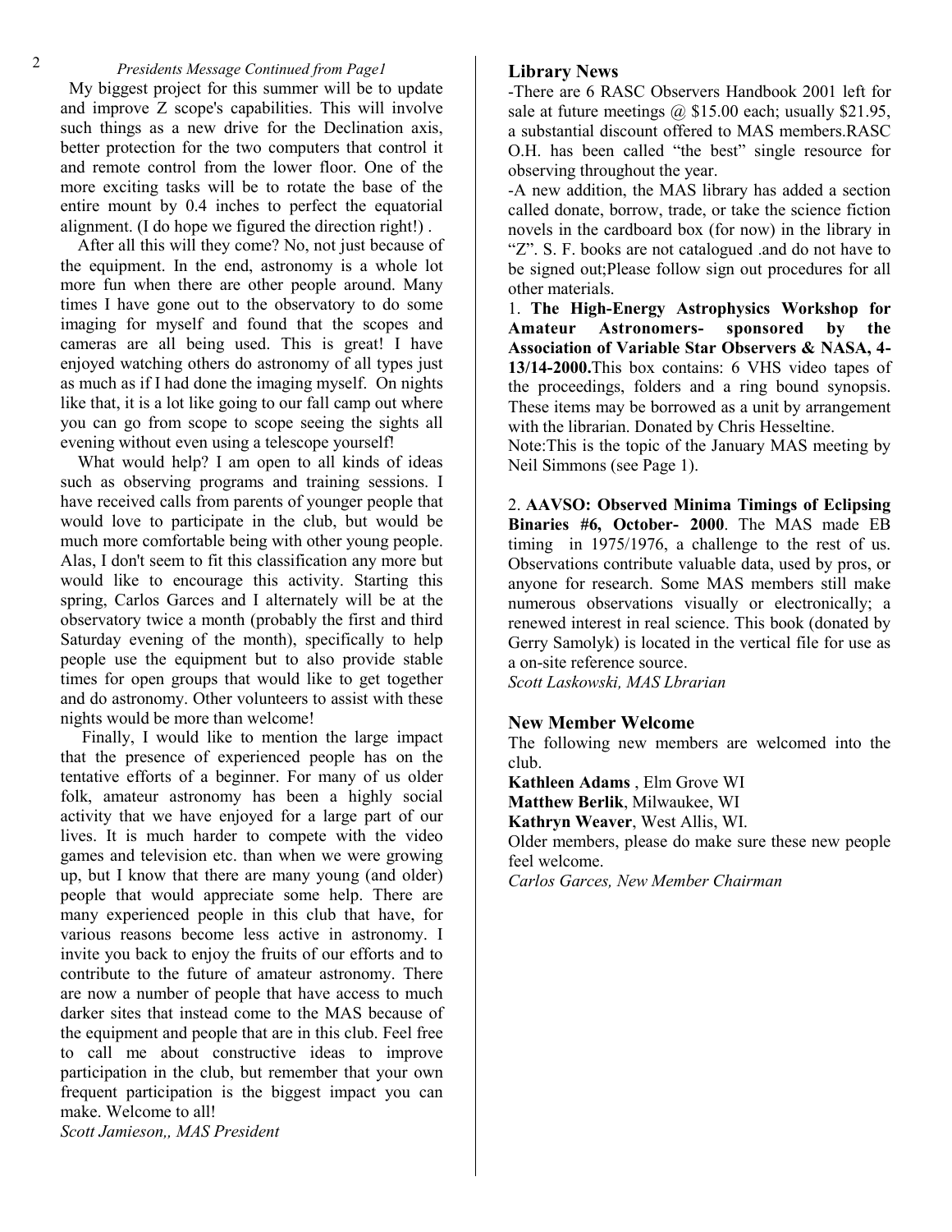*Presidents Message Continued from Page1*

My biggest project for this summer will be to update and improve Z scope's capabilities. This will involve such things as a new drive for the Declination axis, better protection for the two computers that control it and remote control from the lower floor. One of the more exciting tasks will be to rotate the base of the entire mount by 0.4 inches to perfect the equatorial alignment. (I do hope we figured the direction right!) .

After all this will they come? No, not just because of the equipment. In the end, astronomy is a whole lot more fun when there are other people around. Many times I have gone out to the observatory to do some imaging for myself and found that the scopes and cameras are all being used. This is great! I have enjoyed watching others do astronomy of all types just as much as if I had done the imaging myself. On nights like that, it is a lot like going to our fall camp out where you can go from scope to scope seeing the sights all evening without even using a telescope yourself!

What would help? I am open to all kinds of ideas such as observing programs and training sessions. I have received calls from parents of younger people that would love to participate in the club, but would be much more comfortable being with other young people. Alas, I don't seem to fit this classification any more but would like to encourage this activity. Starting this spring, Carlos Garces and I alternately will be at the observatory twice a month (probably the first and third Saturday evening of the month), specifically to help people use the equipment but to also provide stable times for open groups that would like to get together and do astronomy. Other volunteers to assist with these nights would be more than welcome!

Finally, I would like to mention the large impact that the presence of experienced people has on the tentative efforts of a beginner. For many of us older folk, amateur astronomy has been a highly social activity that we have enjoyed for a large part of our lives. It is much harder to compete with the video games and television etc. than when we were growing up, but I know that there are many young (and older) people that would appreciate some help. There are many experienced people in this club that have, for various reasons become less active in astronomy. I invite you back to enjoy the fruits of our efforts and to contribute to the future of amateur astronomy. There are now a number of people that have access to much darker sites that instead come to the MAS because of the equipment and people that are in this club. Feel free to call me about constructive ideas to improve participation in the club, but remember that your own frequent participation is the biggest impact you can make. Welcome to all!

*Scott Jamieson,, MAS President*

## Library News

-There are 6 RASC Observers Handbook 2001 left for sale at future meetings @ $15.00 each; usually $21.95, a substantial discount offered to MAS members.RASC O.H. has been called "the best" single resource for observing throughout the year.

-A new addition, the MAS library has added a section called donate, borrow, trade, or take the science fiction novels in the cardboard box (for now) in the library in "Z". S. F. books are not catalogued .and do not have to be signed out;Please follow sign out procedures for all other materials.

1. **The High-Energy Astrophysics Workshop for Amateur Astronomers- sponsored by the Association of Variable Star Observers & NASA, 4-13/14-2000.**This box contains: 6 VHS video tapes of the proceedings, folders and a ring bound synopsis. These items may be borrowed as a unit by arrangement with the librarian. Donated by Chris Hesseltine.

Note:This is the topic of the January MAS meeting by Neil Simmons (see Page 1).

2. **AAVSO: Observed Minima Timings of Eclipsing Binaries #6, October- 2000**. The MAS made EB timing in 1975/1976, a challenge to the rest of us. Observations contribute valuable data, used by pros, or anyone for research. Some MAS members still make numerous observations visually or electronically; a renewed interest in real science. This book (donated by Gerry Samolyk) is located in the vertical file for use as a on-site reference source.

*Scott Laskowski, MAS Lbrarian*

## New Member Welcome

The following new members are welcomed into the club.

**Kathleen Adams** , Elm Grove WI
**Matthew Berlik**, Milwaukee, WI
**Kathryn Weaver**, West Allis, WI.

Older members, please do make sure these new people feel welcome.

*Carlos Garces, New Member Chairman*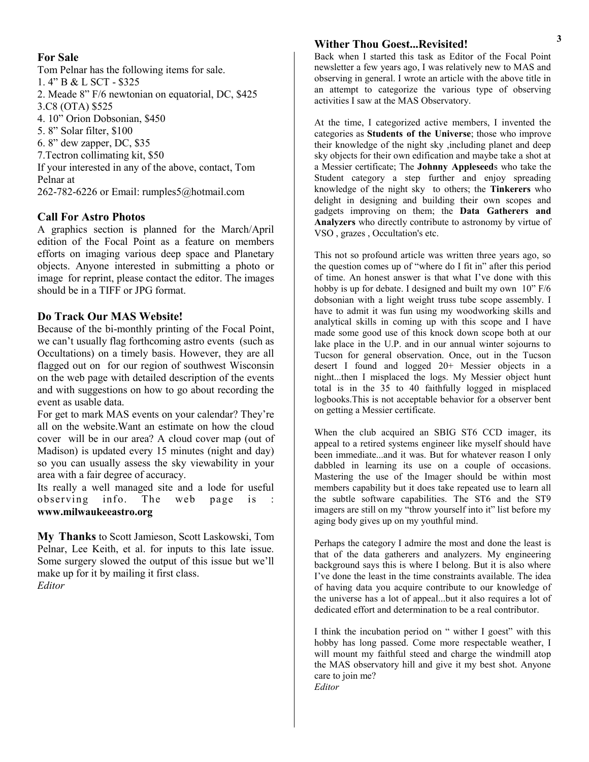## For Sale

Tom Pelnar has the following items for sale.

1. 4" B & L SCT - $325
2. Meade 8" F/6 newtonian on equatorial, DC, $425
3. C8 (OTA) $525
4. 10" Orion Dobsonian, $450
5. 8" Solar filter, $100
6. 8" dew zapper, DC, $35
7. Tectron collimating kit, $50

If your interested in any of the above, contact, Tom Pelnar at
262-782-6226 or Email: rumples5@hotmail.com

## Call For Astro Photos

A graphics section is planned for the March/April edition of the Focal Point as a feature on members efforts on imaging various deep space and Planetary objects. Anyone interested in submitting a photo or image for reprint, please contact the editor. The images should be in a TIFF or JPG format.

## Do Track Our MAS Website!

Because of the bi-monthly printing of the Focal Point, we can't usually flag forthcoming astro events (such as Occultations) on a timely basis. However, they are all flagged out on for our region of southwest Wisconsin on the web page with detailed description of the events and with suggestions on how to go about recording the event as usable data.

For get to mark MAS events on your calendar? They're all on the website.Want an estimate on how the cloud cover will be in our area? A cloud cover map (out of Madison) is updated every 15 minutes (night and day) so you can usually assess the sky viewability in your area with a fair degree of accuracy.

Its really a well managed site and a lode for useful observing info. The web page is : **www.milwaukeeastro.org**

**My Thanks** to Scott Jamieson, Scott Laskowski, Tom Pelnar, Lee Keith, et al. for inputs to this late issue. Some surgery slowed the output of this issue but we'll make up for it by mailing it first class.

*Editor*

## Wither Thou Goest...Revisited!

Back when I started this task as Editor of the Focal Point newsletter a few years ago, I was relatively new to MAS and observing in general. I wrote an article with the above title in an attempt to categorize the various type of observing activities I saw at the MAS Observatory.

At the time, I categorized active members, I invented the categories as **Students of the Universe**; those who improve their knowledge of the night sky ,including planet and deep sky objects for their own edification and maybe take a shot at a Messier certificate; The **Johnny Appleseed**s who take the Student category a step further and enjoy spreading knowledge of the night sky to others; the **Tinkerers** who delight in designing and building their own scopes and gadgets improving on them; the **Data Gatherers and Analyzers** who directly contribute to astronomy by virtue of VSO , grazes , Occultation's etc.

This not so profound article was written three years ago, so the question comes up of "where do I fit in" after this period of time. An honest answer is that what I've done with this hobby is up for debate. I designed and built my own 10" F/6 dobsonian with a light weight truss tube scope assembly. I have to admit it was fun using my woodworking skills and analytical skills in coming up with this scope and I have made some good use of this knock down scope both at our lake place in the U.P. and in our annual winter sojourns to Tucson for general observation. Once, out in the Tucson desert I found and logged 20+ Messier objects in a night...then I misplaced the logs. My Messier object hunt total is in the 35 to 40 faithfully logged in misplaced logbooks.This is not acceptable behavior for a observer bent on getting a Messier certificate.

When the club acquired an SBIG ST6 CCD imager, its appeal to a retired systems engineer like myself should have been immediate...and it was. But for whatever reason I only dabbled in learning its use on a couple of occasions. Mastering the use of the Imager should be within most members capability but it does take repeated use to learn all the subtle software capabilities. The ST6 and the ST9 imagers are still on my "throw yourself into it" list before my aging body gives up on my youthful mind.

Perhaps the category I admire the most and done the least is that of the data gatherers and analyzers. My engineering background says this is where I belong. But it is also where I've done the least in the time constraints available. The idea of having data you acquire contribute to our knowledge of the universe has a lot of appeal...but it also requires a lot of dedicated effort and determination to be a real contributor.

I think the incubation period on " wither I goest" with this hobby has long passed. Come more respectable weather, I will mount my faithful steed and charge the windmill atop the MAS observatory hill and give it my best shot. Anyone care to join me?

*Editor*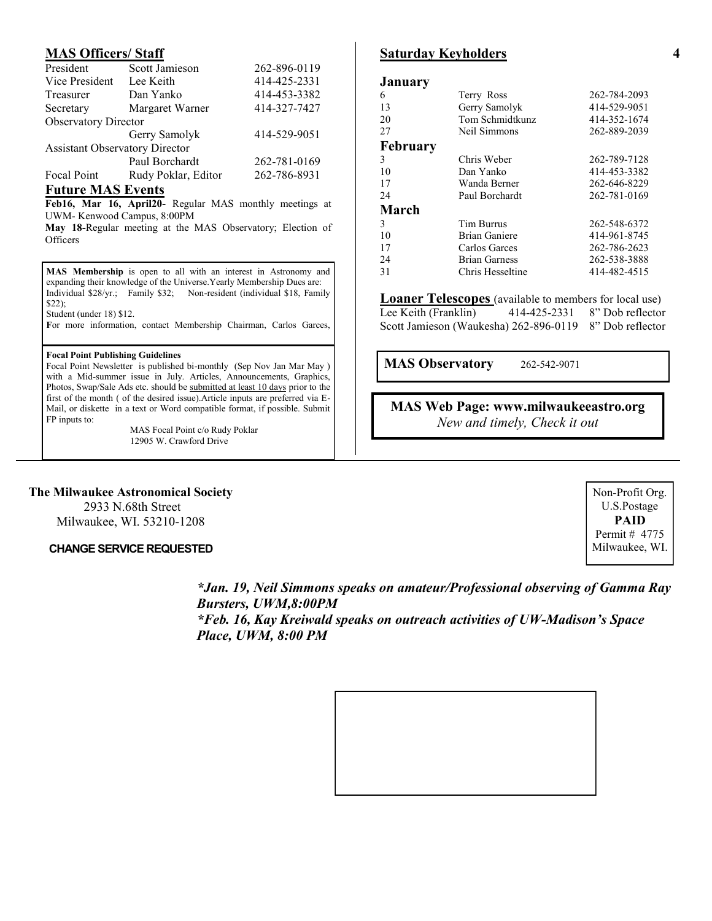## MAS Officers/ Staff

| | | |
|---|---|---|
| President | Scott Jamieson | 262-896-0119 |
| Vice President | Lee Keith | 414-425-2331 |
| Treasurer | Dan Yanko | 414-453-3382 |
| Secretary | Margaret Warner | 414-327-7427 |
| Observatory Director | | |
| | Gerry Samolyk | 414-529-9051 |
| Assistant Observatory Director | | |
| | Paul Borchardt | 262-781-0169 |
| Focal Point | Rudy Poklar, Editor | 262-786-8931 |

## Future MAS Events

**Feb16, Mar 16, April20-** Regular MAS monthly meetings at UWM- Kenwood Campus, 8:00PM

**May 18-**Regular meeting at the MAS Observatory; Election of Officers

**MAS Membership** is open to all with an interest in Astronomy and expanding their knowledge of the Universe.Yearly Membership Dues are: Individual $28/yr.; Family $32; Non-resident (individual $18, Family $22);
Student (under 18) $12.
For more information, contact Membership Chairman, Carlos Garces,

**Focal Point Publishing Guidelines**
Focal Point Newsletter is published bi-monthly (Sep Nov Jan Mar May ) with a Mid-summer issue in July. Articles, Announcements, Graphics, Photos, Swap/Sale Ads etc. should be submitted at least 10 days prior to the first of the month ( of the desired issue).Article inputs are preferred via E-Mail, or diskette in a text or Word compatible format, if possible. Submit FP inputs to:

MAS Focal Point c/o Rudy Poklar
12905 W. Crawford Drive

## Saturday Keyholders

**January**

| | | |
|---|---|---|
| 6 | Terry Ross | 262-784-2093 |
| 13 | Gerry Samolyk | 414-529-9051 |
| 20 | Tom Schmidtkunz | 414-352-1674 |
| 27 | Neil Simmons | 262-889-2039 |

**February**

| | | |
|---|---|---|
| 3 | Chris Weber | 262-789-7128 |
| 10 | Dan Yanko | 414-453-3382 |
| 17 | Wanda Berner | 262-646-8229 |
| 24 | Paul Borchardt | 262-781-0169 |

**March**

| | | |
|---|---|---|
| 3 | Tim Burrus | 262-548-6372 |
| 10 | Brian Ganiere | 414-961-8745 |
| 17 | Carlos Garces | 262-786-2623 |
| 24 | Brian Garness | 262-538-3888 |
| 31 | Chris Hesseltine | 414-482-4515 |

**Loaner Telescopes** (available to members for local use)

| | | |
|---|---|---|
| Lee Keith (Franklin) | 414-425-2331 | 8" Dob reflector |
| Scott Jamieson (Waukesha) | 262-896-0119 | 8" Dob reflector |

**MAS Observatory** 262-542-9071

**MAS Web Page: www.milwaukeeastro.org**
*New and timely, Check it out*

**The Milwaukee Astronomical Society**
2933 N.68th Street
Milwaukee, WI. 53210-1208

**CHANGE SERVICE REQUESTED**

Non-Profit Org.
U.S.Postage
**PAID**
Permit # 4775
Milwaukee, WI.

***Jan. 19, Neil Simmons speaks on amateur/Professional observing of Gamma Ray Bursters, UWM,8:00PM***
***Feb. 16, Kay Kreiwald speaks on outreach activities of UW-Madison's Space Place, UWM, 8:00 PM***